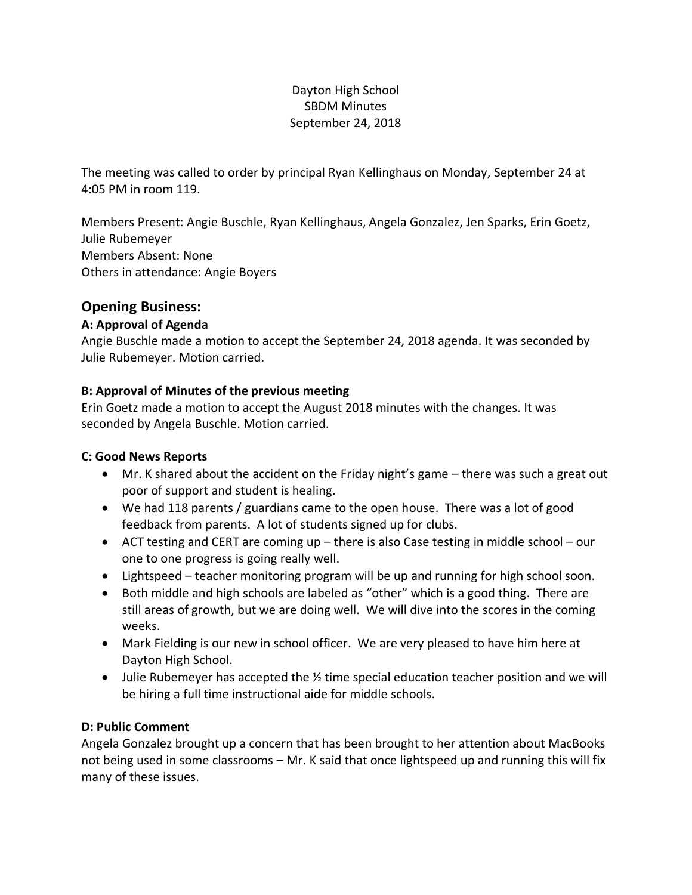Dayton High School
SBDM Minutes
September 24, 2018

The meeting was called to order by principal Ryan Kellinghaus on Monday, September 24 at 4:05 PM in room 119.

Members Present: Angie Buschle, Ryan Kellinghaus, Angela Gonzalez, Jen Sparks, Erin Goetz, Julie Rubemeyer
Members Absent: None
Others in attendance: Angie Boyers

## Opening Business:

### A: Approval of Agenda

Angie Buschle made a motion to accept the September 24, 2018 agenda. It was seconded by Julie Rubemeyer. Motion carried.

### B: Approval of Minutes of the previous meeting

Erin Goetz made a motion to accept the August 2018 minutes with the changes. It was seconded by Angela Buschle. Motion carried.

### C: Good News Reports

- Mr. K shared about the accident on the Friday night's game – there was such a great out poor of support and student is healing.
- We had 118 parents / guardians came to the open house. There was a lot of good feedback from parents. A lot of students signed up for clubs.
- ACT testing and CERT are coming up – there is also Case testing in middle school – our one to one progress is going really well.
- Lightspeed – teacher monitoring program will be up and running for high school soon.
- Both middle and high schools are labeled as "other" which is a good thing. There are still areas of growth, but we are doing well. We will dive into the scores in the coming weeks.
- Mark Fielding is our new in school officer. We are very pleased to have him here at Dayton High School.
- Julie Rubemeyer has accepted the ½ time special education teacher position and we will be hiring a full time instructional aide for middle schools.

### D: Public Comment

Angela Gonzalez brought up a concern that has been brought to her attention about MacBooks not being used in some classrooms – Mr. K said that once lightspeed up and running this will fix many of these issues.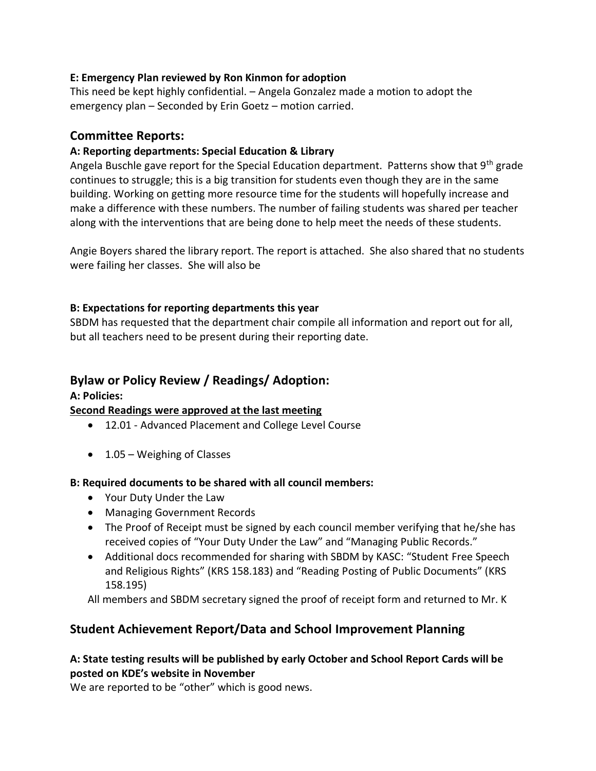**E: Emergency Plan reviewed by Ron Kinmon for adoption**

This need be kept highly confidential. – Angela Gonzalez made a motion to adopt the emergency plan – Seconded by Erin Goetz – motion carried.

## Committee Reports:

**A: Reporting departments: Special Education & Library**

Angela Buschle gave report for the Special Education department. Patterns show that 9th grade continues to struggle; this is a big transition for students even though they are in the same building. Working on getting more resource time for the students will hopefully increase and make a difference with these numbers. The number of failing students was shared per teacher along with the interventions that are being done to help meet the needs of these students.

Angie Boyers shared the library report. The report is attached. She also shared that no students were failing her classes. She will also be

**B: Expectations for reporting departments this year**

SBDM has requested that the department chair compile all information and report out for all, but all teachers need to be present during their reporting date.

## Bylaw or Policy Review / Readings/ Adoption:

**A: Policies:**

**<u>Second Readings were approved at the last meeting</u>**

- 12.01 - Advanced Placement and College Level Course
- 1.05 – Weighing of Classes

**B: Required documents to be shared with all council members:**

- Your Duty Under the Law
- Managing Government Records
- The Proof of Receipt must be signed by each council member verifying that he/she has received copies of "Your Duty Under the Law" and "Managing Public Records."
- Additional docs recommended for sharing with SBDM by KASC: "Student Free Speech and Religious Rights" (KRS 158.183) and "Reading Posting of Public Documents" (KRS 158.195)

All members and SBDM secretary signed the proof of receipt form and returned to Mr. K

## Student Achievement Report/Data and School Improvement Planning

**A: State testing results will be published by early October and School Report Cards will be posted on KDE's website in November**

We are reported to be "other" which is good news.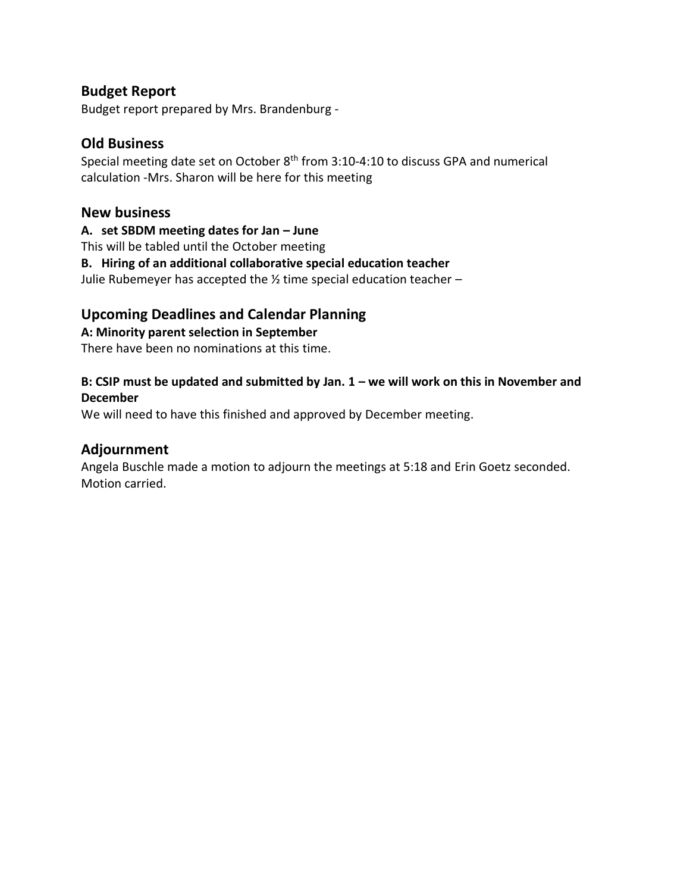## Budget Report

Budget report prepared by Mrs. Brandenburg -

## Old Business

Special meeting date set on October 8th from 3:10-4:10 to discuss GPA and numerical calculation -Mrs. Sharon will be here for this meeting

## New business

**A. set SBDM meeting dates for Jan – June**

This will be tabled until the October meeting

**B. Hiring of an additional collaborative special education teacher**

Julie Rubemeyer has accepted the ½ time special education teacher –

## Upcoming Deadlines and Calendar Planning

**A: Minority parent selection in September**

There have been no nominations at this time.

**B: CSIP must be updated and submitted by Jan. 1 – we will work on this in November and December**

We will need to have this finished and approved by December meeting.

## Adjournment

Angela Buschle made a motion to adjourn the meetings at 5:18 and Erin Goetz seconded. Motion carried.